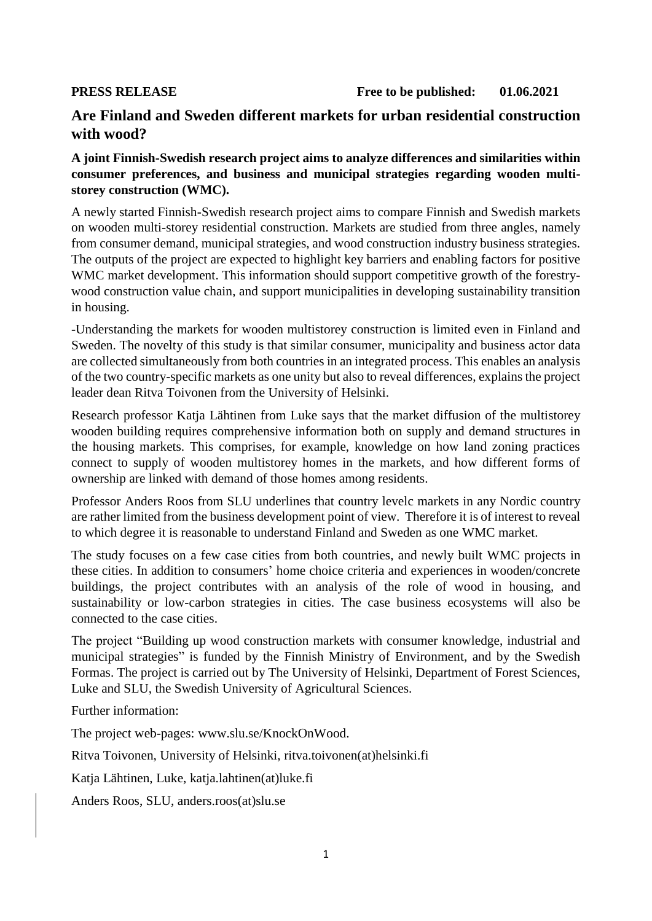**PRESS RELEASE** **Free to be published: 01.06.2021**

# Are Finland and Sweden different markets for urban residential construction with wood?

**A joint Finnish-Swedish research project aims to analyze differences and similarities within consumer preferences, and business and municipal strategies regarding wooden multi-storey construction (WMC).**

A newly started Finnish-Swedish research project aims to compare Finnish and Swedish markets on wooden multi-storey residential construction. Markets are studied from three angles, namely from consumer demand, municipal strategies, and wood construction industry business strategies. The outputs of the project are expected to highlight key barriers and enabling factors for positive WMC market development. This information should support competitive growth of the forestry-wood construction value chain, and support municipalities in developing sustainability transition in housing.

-Understanding the markets for wooden multistorey construction is limited even in Finland and Sweden. The novelty of this study is that similar consumer, municipality and business actor data are collected simultaneously from both countries in an integrated process. This enables an analysis of the two country-specific markets as one unity but also to reveal differences, explains the project leader dean Ritva Toivonen from the University of Helsinki.

Research professor Katja Lähtinen from Luke says that the market diffusion of the multistorey wooden building requires comprehensive information both on supply and demand structures in the housing markets. This comprises, for example, knowledge on how land zoning practices connect to supply of wooden multistorey homes in the markets, and how different forms of ownership are linked with demand of those homes among residents.

Professor Anders Roos from SLU underlines that country levelc markets in any Nordic country are rather limited from the business development point of view. Therefore it is of interest to reveal to which degree it is reasonable to understand Finland and Sweden as one WMC market.

The study focuses on a few case cities from both countries, and newly built WMC projects in these cities. In addition to consumers' home choice criteria and experiences in wooden/concrete buildings, the project contributes with an analysis of the role of wood in housing, and sustainability or low-carbon strategies in cities. The case business ecosystems will also be connected to the case cities.

The project "Building up wood construction markets with consumer knowledge, industrial and municipal strategies" is funded by the Finnish Ministry of Environment, and by the Swedish Formas. The project is carried out by The University of Helsinki, Department of Forest Sciences, Luke and SLU, the Swedish University of Agricultural Sciences.

Further information:

The project web-pages: www.slu.se/KnockOnWood.

Ritva Toivonen, University of Helsinki, ritva.toivonen(at)helsinki.fi

Katja Lähtinen, Luke, katja.lahtinen(at)luke.fi

Anders Roos, SLU, anders.roos(at)slu.se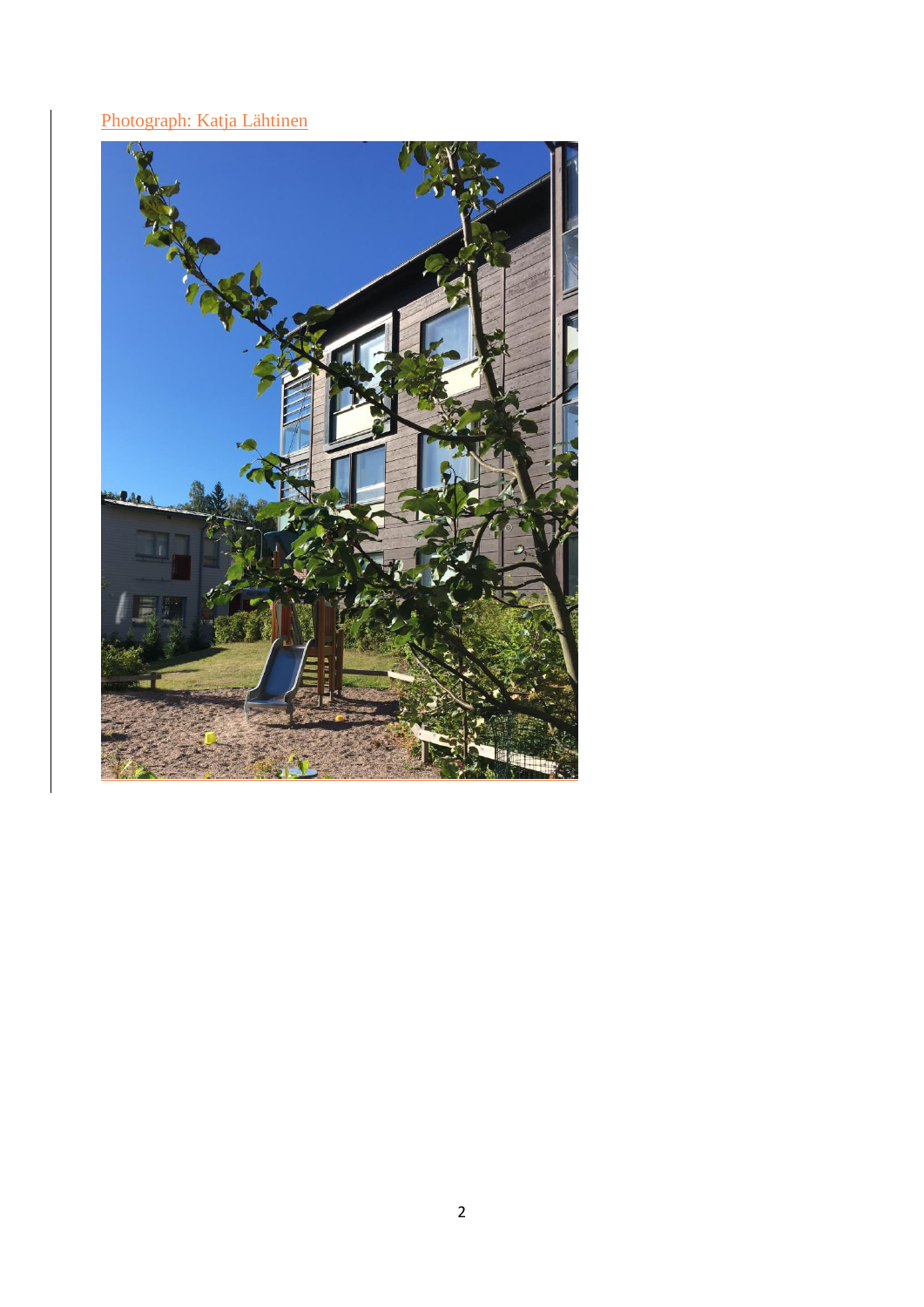Photograph: Katja Lähtinen